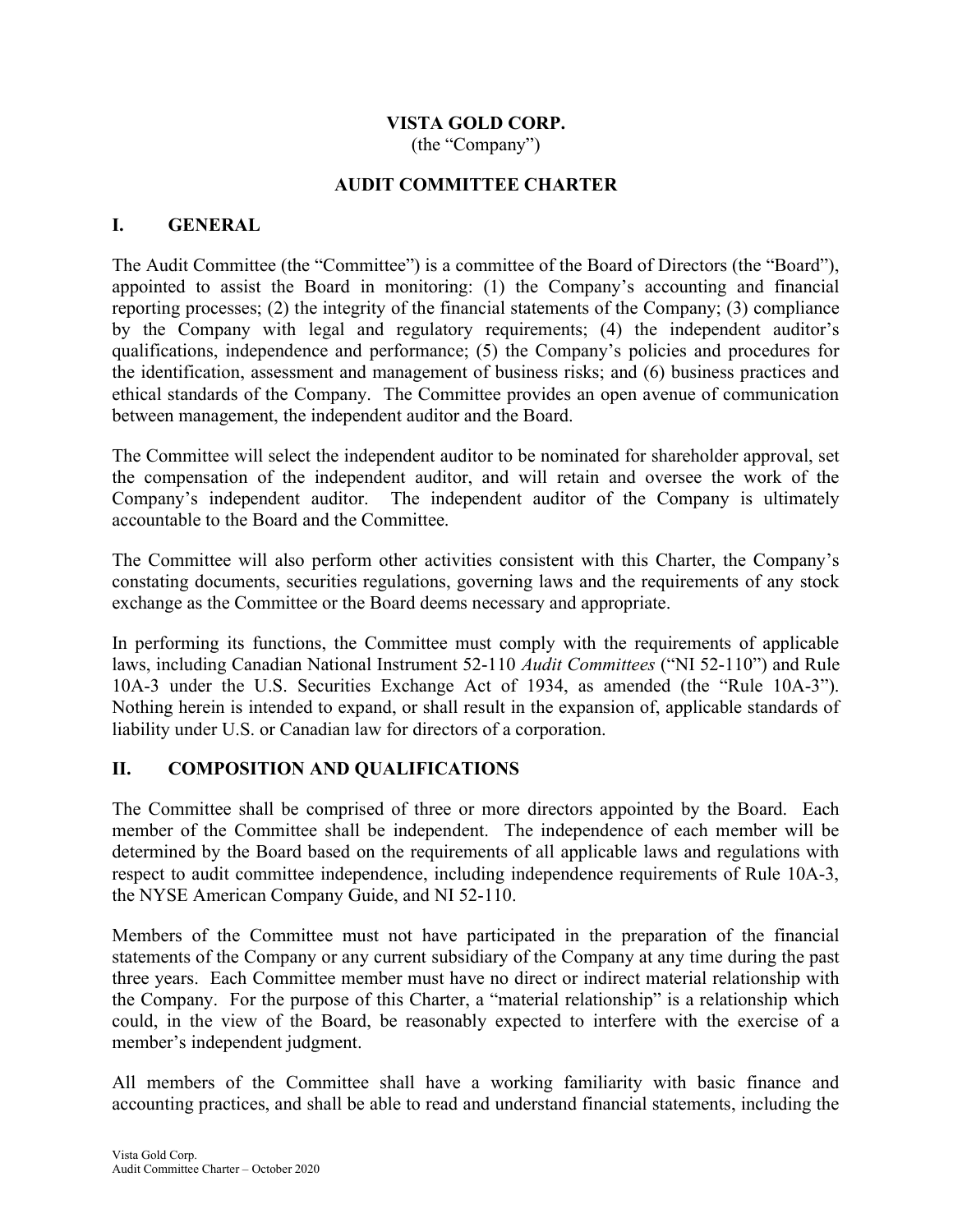# VISTA GOLD CORP.

(the "Company")

## AUDIT COMMITTEE CHARTER

## I. GENERAL

The Audit Committee (the "Committee") is a committee of the Board of Directors (the "Board"), appointed to assist the Board in monitoring: (1) the Company's accounting and financial reporting processes; (2) the integrity of the financial statements of the Company; (3) compliance by the Company with legal and regulatory requirements; (4) the independent auditor's qualifications, independence and performance; (5) the Company's policies and procedures for the identification, assessment and management of business risks; and (6) business practices and ethical standards of the Company. The Committee provides an open avenue of communication between management, the independent auditor and the Board.

The Committee will select the independent auditor to be nominated for shareholder approval, set the compensation of the independent auditor, and will retain and oversee the work of the Company's independent auditor. The independent auditor of the Company is ultimately accountable to the Board and the Committee.

The Committee will also perform other activities consistent with this Charter, the Company's constating documents, securities regulations, governing laws and the requirements of any stock exchange as the Committee or the Board deems necessary and appropriate.

In performing its functions, the Committee must comply with the requirements of applicable laws, including Canadian National Instrument 52-110 *Audit Committees* ("NI 52-110") and Rule 10A-3 under the U.S. Securities Exchange Act of 1934, as amended (the "Rule 10A-3"). Nothing herein is intended to expand, or shall result in the expansion of, applicable standards of liability under U.S. or Canadian law for directors of a corporation.

## II. COMPOSITION AND QUALIFICATIONS

The Committee shall be comprised of three or more directors appointed by the Board. Each member of the Committee shall be independent. The independence of each member will be determined by the Board based on the requirements of all applicable laws and regulations with respect to audit committee independence, including independence requirements of Rule 10A-3, the NYSE American Company Guide, and NI 52-110.

Members of the Committee must not have participated in the preparation of the financial statements of the Company or any current subsidiary of the Company at any time during the past three years. Each Committee member must have no direct or indirect material relationship with the Company. For the purpose of this Charter, a "material relationship" is a relationship which could, in the view of the Board, be reasonably expected to interfere with the exercise of a member's independent judgment.

All members of the Committee shall have a working familiarity with basic finance and accounting practices, and shall be able to read and understand financial statements, including the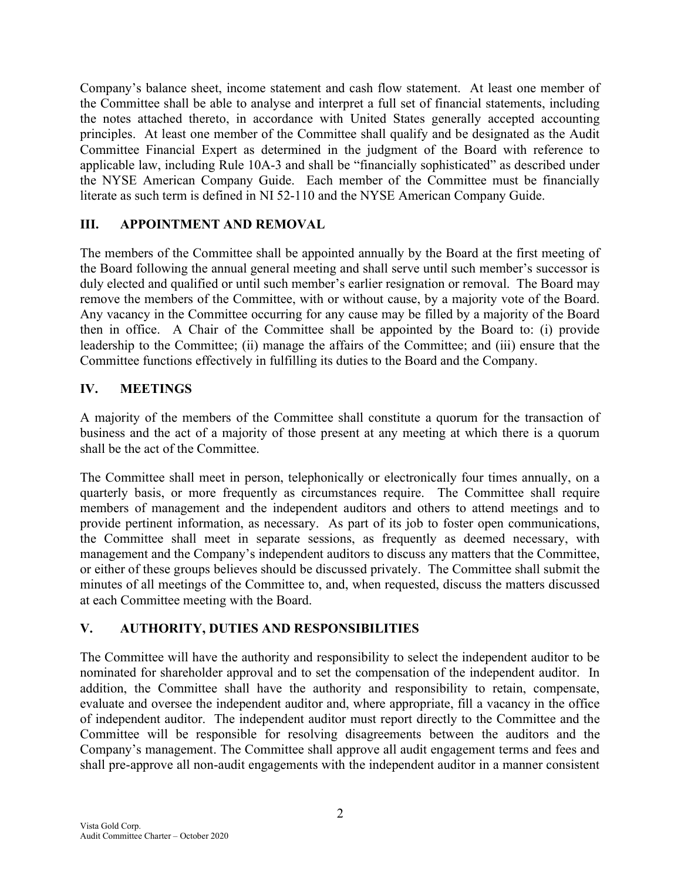Company's balance sheet, income statement and cash flow statement. At least one member of the Committee shall be able to analyse and interpret a full set of financial statements, including the notes attached thereto, in accordance with United States generally accepted accounting principles. At least one member of the Committee shall qualify and be designated as the Audit Committee Financial Expert as determined in the judgment of the Board with reference to applicable law, including Rule 10A-3 and shall be "financially sophisticated" as described under the NYSE American Company Guide. Each member of the Committee must be financially literate as such term is defined in NI 52-110 and the NYSE American Company Guide.

## III. APPOINTMENT AND REMOVAL

The members of the Committee shall be appointed annually by the Board at the first meeting of the Board following the annual general meeting and shall serve until such member's successor is duly elected and qualified or until such member's earlier resignation or removal. The Board may remove the members of the Committee, with or without cause, by a majority vote of the Board. Any vacancy in the Committee occurring for any cause may be filled by a majority of the Board then in office. A Chair of the Committee shall be appointed by the Board to: (i) provide leadership to the Committee; (ii) manage the affairs of the Committee; and (iii) ensure that the Committee functions effectively in fulfilling its duties to the Board and the Company.

## IV. MEETINGS

A majority of the members of the Committee shall constitute a quorum for the transaction of business and the act of a majority of those present at any meeting at which there is a quorum shall be the act of the Committee.

The Committee shall meet in person, telephonically or electronically four times annually, on a quarterly basis, or more frequently as circumstances require. The Committee shall require members of management and the independent auditors and others to attend meetings and to provide pertinent information, as necessary. As part of its job to foster open communications, the Committee shall meet in separate sessions, as frequently as deemed necessary, with management and the Company's independent auditors to discuss any matters that the Committee, or either of these groups believes should be discussed privately. The Committee shall submit the minutes of all meetings of the Committee to, and, when requested, discuss the matters discussed at each Committee meeting with the Board.

## V. AUTHORITY, DUTIES AND RESPONSIBILITIES

The Committee will have the authority and responsibility to select the independent auditor to be nominated for shareholder approval and to set the compensation of the independent auditor. In addition, the Committee shall have the authority and responsibility to retain, compensate, evaluate and oversee the independent auditor and, where appropriate, fill a vacancy in the office of independent auditor. The independent auditor must report directly to the Committee and the Committee will be responsible for resolving disagreements between the auditors and the Company's management. The Committee shall approve all audit engagement terms and fees and shall pre-approve all non-audit engagements with the independent auditor in a manner consistent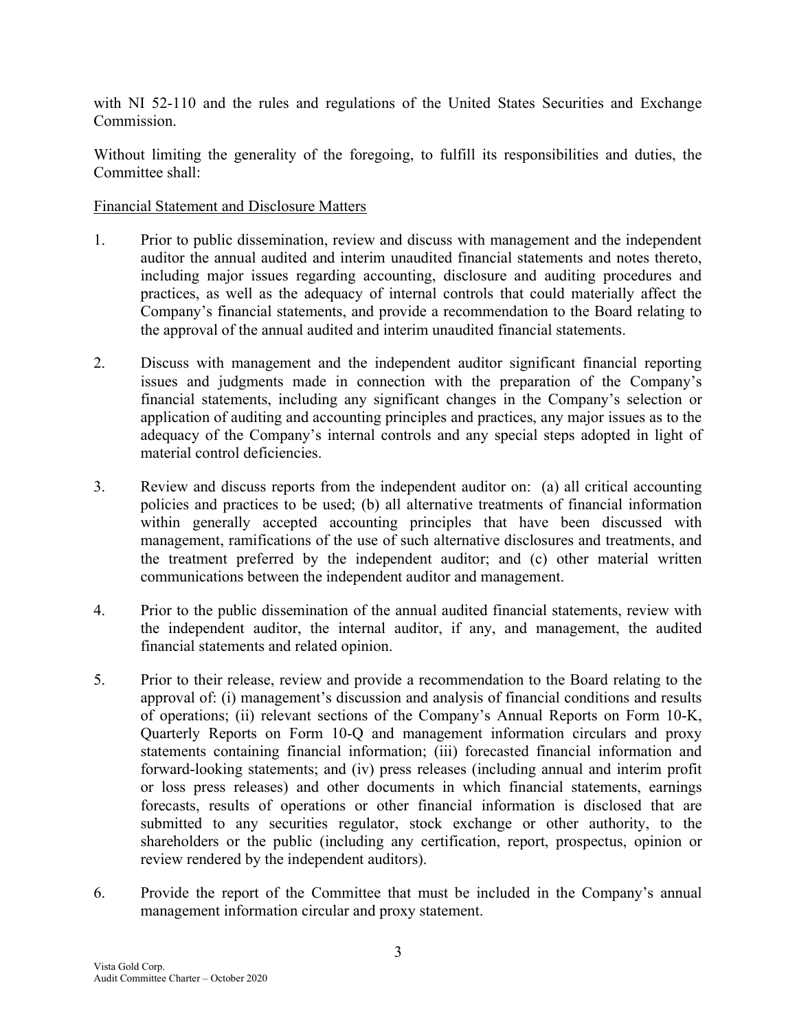with NI 52-110 and the rules and regulations of the United States Securities and Exchange Commission.

Without limiting the generality of the foregoing, to fulfill its responsibilities and duties, the Committee shall:

Financial Statement and Disclosure Matters

1. Prior to public dissemination, review and discuss with management and the independent auditor the annual audited and interim unaudited financial statements and notes thereto, including major issues regarding accounting, disclosure and auditing procedures and practices, as well as the adequacy of internal controls that could materially affect the Company's financial statements, and provide a recommendation to the Board relating to the approval of the annual audited and interim unaudited financial statements.

2. Discuss with management and the independent auditor significant financial reporting issues and judgments made in connection with the preparation of the Company's financial statements, including any significant changes in the Company's selection or application of auditing and accounting principles and practices, any major issues as to the adequacy of the Company's internal controls and any special steps adopted in light of material control deficiencies.

3. Review and discuss reports from the independent auditor on: (a) all critical accounting policies and practices to be used; (b) all alternative treatments of financial information within generally accepted accounting principles that have been discussed with management, ramifications of the use of such alternative disclosures and treatments, and the treatment preferred by the independent auditor; and (c) other material written communications between the independent auditor and management.

4. Prior to the public dissemination of the annual audited financial statements, review with the independent auditor, the internal auditor, if any, and management, the audited financial statements and related opinion.

5. Prior to their release, review and provide a recommendation to the Board relating to the approval of: (i) management's discussion and analysis of financial conditions and results of operations; (ii) relevant sections of the Company's Annual Reports on Form 10-K, Quarterly Reports on Form 10-Q and management information circulars and proxy statements containing financial information; (iii) forecasted financial information and forward-looking statements; and (iv) press releases (including annual and interim profit or loss press releases) and other documents in which financial statements, earnings forecasts, results of operations or other financial information is disclosed that are submitted to any securities regulator, stock exchange or other authority, to the shareholders or the public (including any certification, report, prospectus, opinion or review rendered by the independent auditors).

6. Provide the report of the Committee that must be included in the Company's annual management information circular and proxy statement.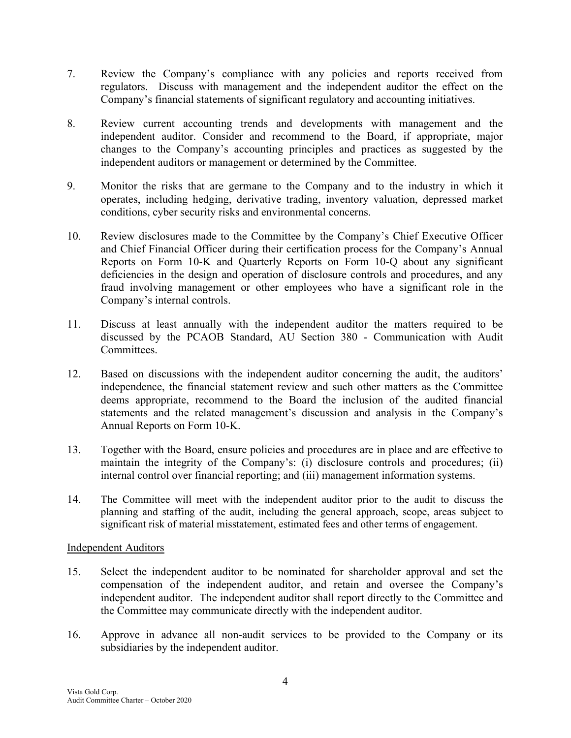7. Review the Company's compliance with any policies and reports received from regulators. Discuss with management and the independent auditor the effect on the Company's financial statements of significant regulatory and accounting initiatives.

8. Review current accounting trends and developments with management and the independent auditor. Consider and recommend to the Board, if appropriate, major changes to the Company's accounting principles and practices as suggested by the independent auditors or management or determined by the Committee.

9. Monitor the risks that are germane to the Company and to the industry in which it operates, including hedging, derivative trading, inventory valuation, depressed market conditions, cyber security risks and environmental concerns.

10. Review disclosures made to the Committee by the Company's Chief Executive Officer and Chief Financial Officer during their certification process for the Company's Annual Reports on Form 10-K and Quarterly Reports on Form 10-Q about any significant deficiencies in the design and operation of disclosure controls and procedures, and any fraud involving management or other employees who have a significant role in the Company's internal controls.

11. Discuss at least annually with the independent auditor the matters required to be discussed by the PCAOB Standard, AU Section 380 - Communication with Audit Committees.

12. Based on discussions with the independent auditor concerning the audit, the auditors' independence, the financial statement review and such other matters as the Committee deems appropriate, recommend to the Board the inclusion of the audited financial statements and the related management's discussion and analysis in the Company's Annual Reports on Form 10-K.

13. Together with the Board, ensure policies and procedures are in place and are effective to maintain the integrity of the Company's: (i) disclosure controls and procedures; (ii) internal control over financial reporting; and (iii) management information systems.

14. The Committee will meet with the independent auditor prior to the audit to discuss the planning and staffing of the audit, including the general approach, scope, areas subject to significant risk of material misstatement, estimated fees and other terms of engagement.

<u>Independent Auditors</u>

15. Select the independent auditor to be nominated for shareholder approval and set the compensation of the independent auditor, and retain and oversee the Company's independent auditor. The independent auditor shall report directly to the Committee and the Committee may communicate directly with the independent auditor.

16. Approve in advance all non-audit services to be provided to the Company or its subsidiaries by the independent auditor.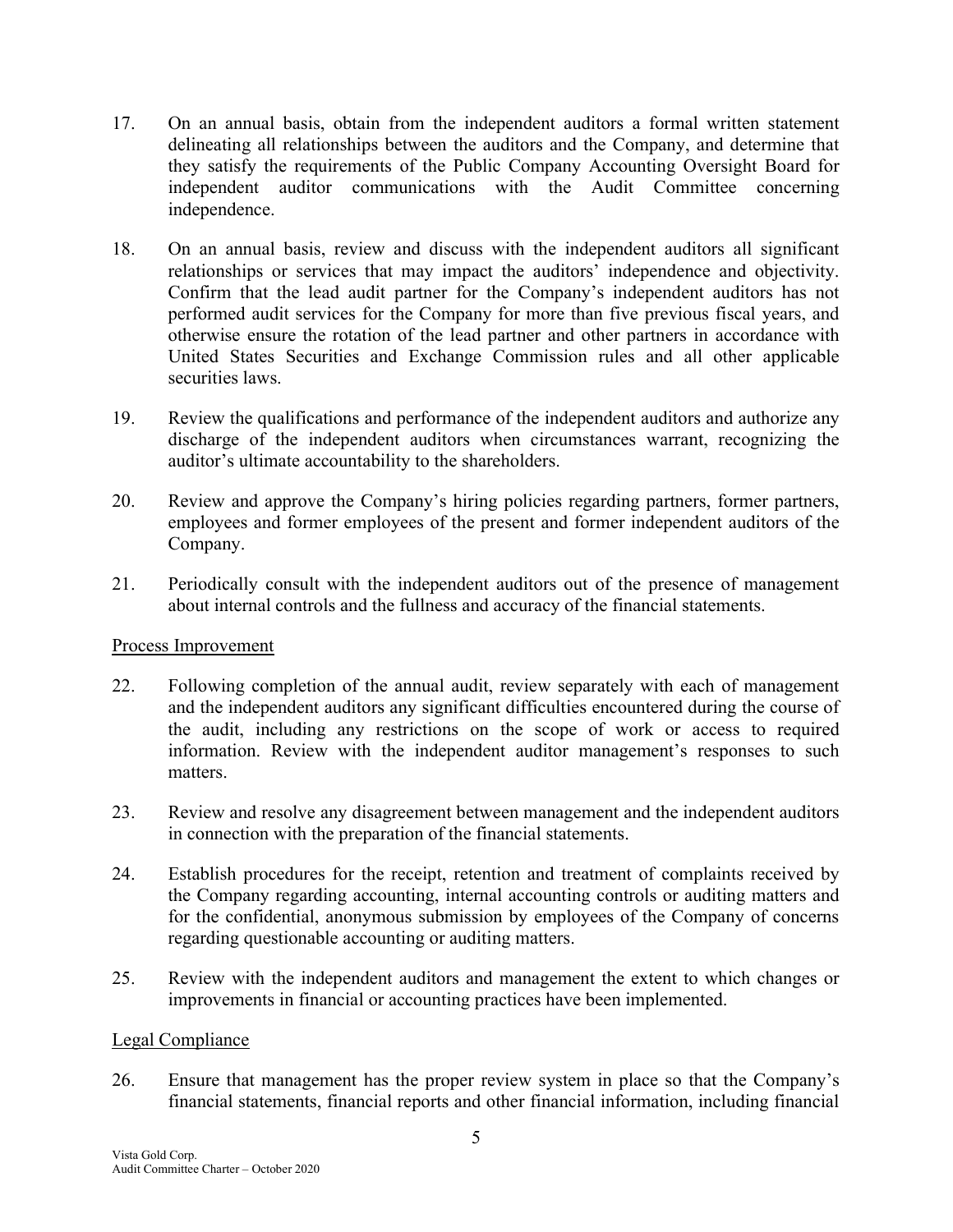17. On an annual basis, obtain from the independent auditors a formal written statement delineating all relationships between the auditors and the Company, and determine that they satisfy the requirements of the Public Company Accounting Oversight Board for independent auditor communications with the Audit Committee concerning independence.

18. On an annual basis, review and discuss with the independent auditors all significant relationships or services that may impact the auditors' independence and objectivity. Confirm that the lead audit partner for the Company's independent auditors has not performed audit services for the Company for more than five previous fiscal years, and otherwise ensure the rotation of the lead partner and other partners in accordance with United States Securities and Exchange Commission rules and all other applicable securities laws.

19. Review the qualifications and performance of the independent auditors and authorize any discharge of the independent auditors when circumstances warrant, recognizing the auditor's ultimate accountability to the shareholders.

20. Review and approve the Company's hiring policies regarding partners, former partners, employees and former employees of the present and former independent auditors of the Company.

21. Periodically consult with the independent auditors out of the presence of management about internal controls and the fullness and accuracy of the financial statements.

Process Improvement

22. Following completion of the annual audit, review separately with each of management and the independent auditors any significant difficulties encountered during the course of the audit, including any restrictions on the scope of work or access to required information. Review with the independent auditor management's responses to such matters.

23. Review and resolve any disagreement between management and the independent auditors in connection with the preparation of the financial statements.

24. Establish procedures for the receipt, retention and treatment of complaints received by the Company regarding accounting, internal accounting controls or auditing matters and for the confidential, anonymous submission by employees of the Company of concerns regarding questionable accounting or auditing matters.

25. Review with the independent auditors and management the extent to which changes or improvements in financial or accounting practices have been implemented.

Legal Compliance

26. Ensure that management has the proper review system in place so that the Company's financial statements, financial reports and other financial information, including financial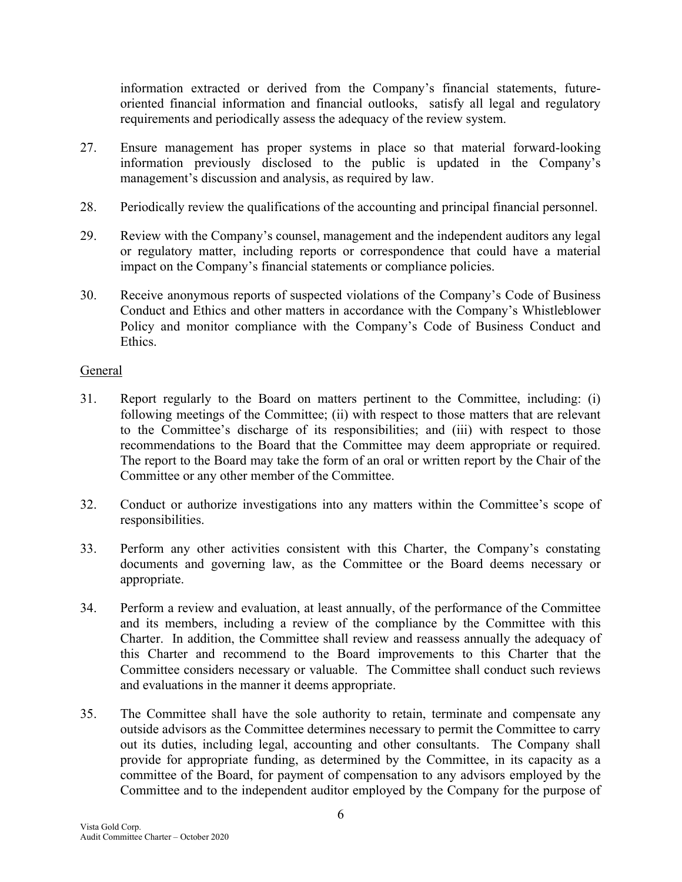information extracted or derived from the Company's financial statements, future-oriented financial information and financial outlooks, satisfy all legal and regulatory requirements and periodically assess the adequacy of the review system.

27. Ensure management has proper systems in place so that material forward-looking information previously disclosed to the public is updated in the Company's management's discussion and analysis, as required by law.

28. Periodically review the qualifications of the accounting and principal financial personnel.

29. Review with the Company's counsel, management and the independent auditors any legal or regulatory matter, including reports or correspondence that could have a material impact on the Company's financial statements or compliance policies.

30. Receive anonymous reports of suspected violations of the Company's Code of Business Conduct and Ethics and other matters in accordance with the Company's Whistleblower Policy and monitor compliance with the Company's Code of Business Conduct and Ethics.

General

31. Report regularly to the Board on matters pertinent to the Committee, including: (i) following meetings of the Committee; (ii) with respect to those matters that are relevant to the Committee's discharge of its responsibilities; and (iii) with respect to those recommendations to the Board that the Committee may deem appropriate or required. The report to the Board may take the form of an oral or written report by the Chair of the Committee or any other member of the Committee.

32. Conduct or authorize investigations into any matters within the Committee's scope of responsibilities.

33. Perform any other activities consistent with this Charter, the Company's constating documents and governing law, as the Committee or the Board deems necessary or appropriate.

34. Perform a review and evaluation, at least annually, of the performance of the Committee and its members, including a review of the compliance by the Committee with this Charter. In addition, the Committee shall review and reassess annually the adequacy of this Charter and recommend to the Board improvements to this Charter that the Committee considers necessary or valuable. The Committee shall conduct such reviews and evaluations in the manner it deems appropriate.

35. The Committee shall have the sole authority to retain, terminate and compensate any outside advisors as the Committee determines necessary to permit the Committee to carry out its duties, including legal, accounting and other consultants. The Company shall provide for appropriate funding, as determined by the Committee, in its capacity as a committee of the Board, for payment of compensation to any advisors employed by the Committee and to the independent auditor employed by the Company for the purpose of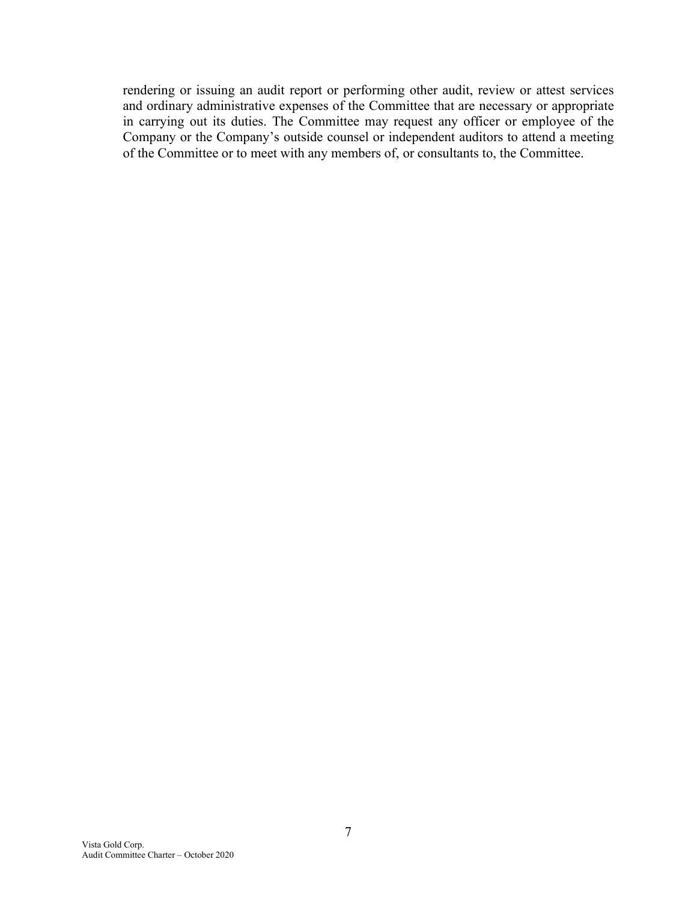rendering or issuing an audit report or performing other audit, review or attest services and ordinary administrative expenses of the Committee that are necessary or appropriate in carrying out its duties. The Committee may request any officer or employee of the Company or the Company's outside counsel or independent auditors to attend a meeting of the Committee or to meet with any members of, or consultants to, the Committee.